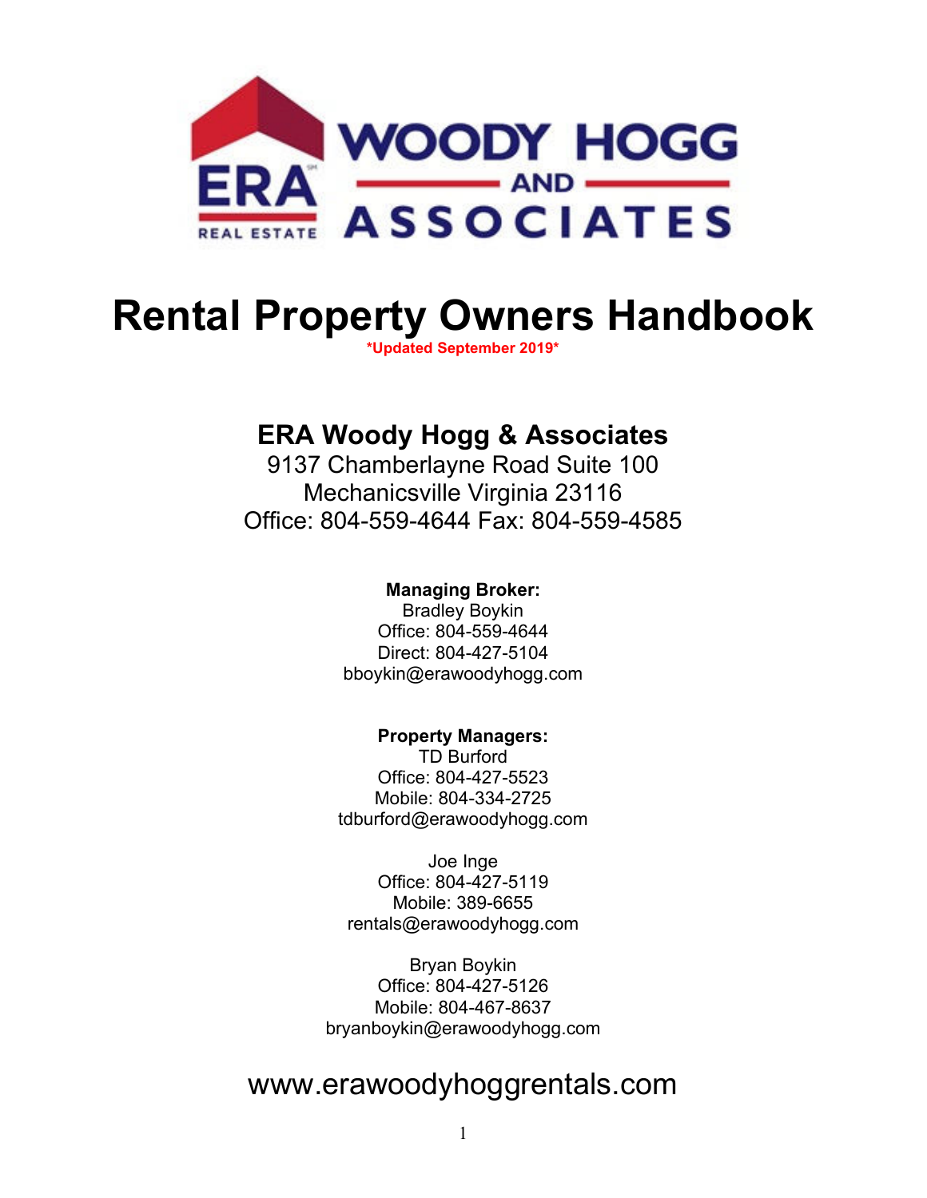ERA WOODY HOGG AND ASSOCIATES
REAL ESTATE

# Rental Property Owners Handbook

***Updated September 2019***

## ERA Woody Hogg & Associates

9137 Chamberlayne Road Suite 100
Mechanicsville Virginia 23116
Office: 804-559-4644 Fax: 804-559-4585

**Managing Broker:**
Bradley Boykin
Office: 804-559-4644
Direct: 804-427-5104
bboykin@erawoodyhogg.com

**Property Managers:**
TD Burford
Office: 804-427-5523
Mobile: 804-334-2725
tdburford@erawoodyhogg.com

Joe Inge
Office: 804-427-5119
Mobile: 389-6655
rentals@erawoodyhogg.com

Bryan Boykin
Office: 804-427-5126
Mobile: 804-467-8637
bryanboykin@erawoodyhogg.com

www.erawoodyhoggrentals.com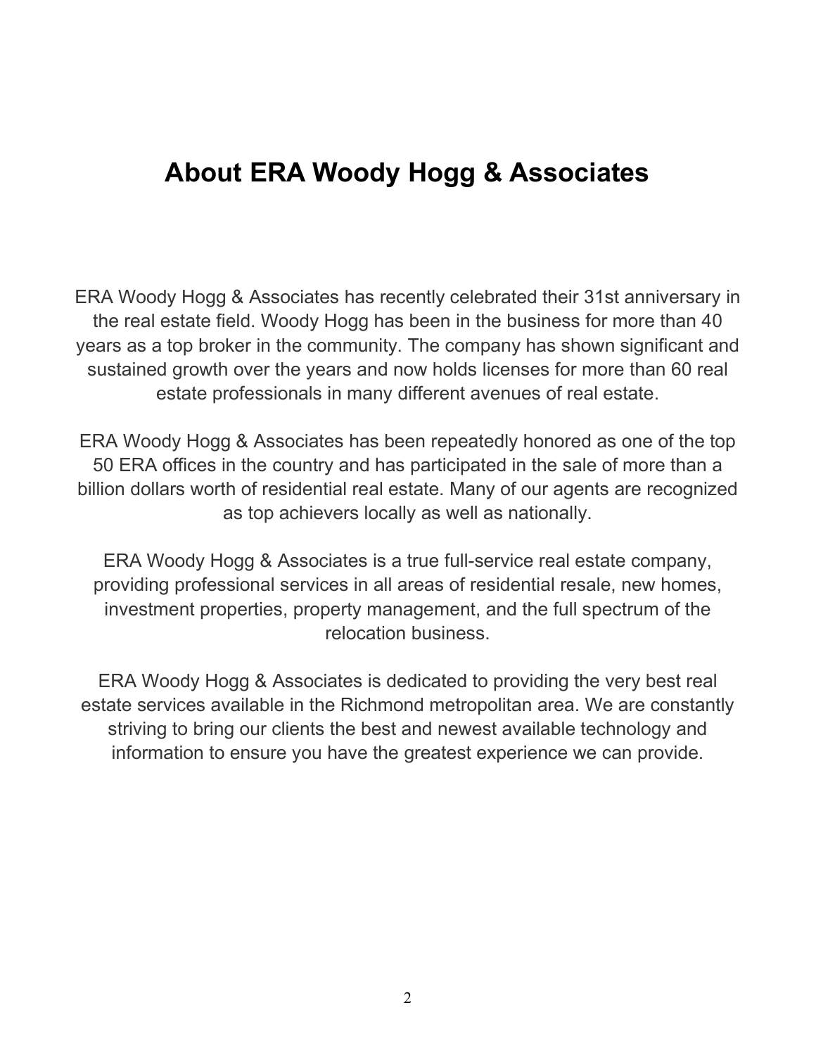# About ERA Woody Hogg & Associates

ERA Woody Hogg & Associates has recently celebrated their 31st anniversary in the real estate field. Woody Hogg has been in the business for more than 40 years as a top broker in the community. The company has shown significant and sustained growth over the years and now holds licenses for more than 60 real estate professionals in many different avenues of real estate.

ERA Woody Hogg & Associates has been repeatedly honored as one of the top 50 ERA offices in the country and has participated in the sale of more than a billion dollars worth of residential real estate. Many of our agents are recognized as top achievers locally as well as nationally.

ERA Woody Hogg & Associates is a true full-service real estate company, providing professional services in all areas of residential resale, new homes, investment properties, property management, and the full spectrum of the relocation business.

ERA Woody Hogg & Associates is dedicated to providing the very best real estate services available in the Richmond metropolitan area. We are constantly striving to bring our clients the best and newest available technology and information to ensure you have the greatest experience we can provide.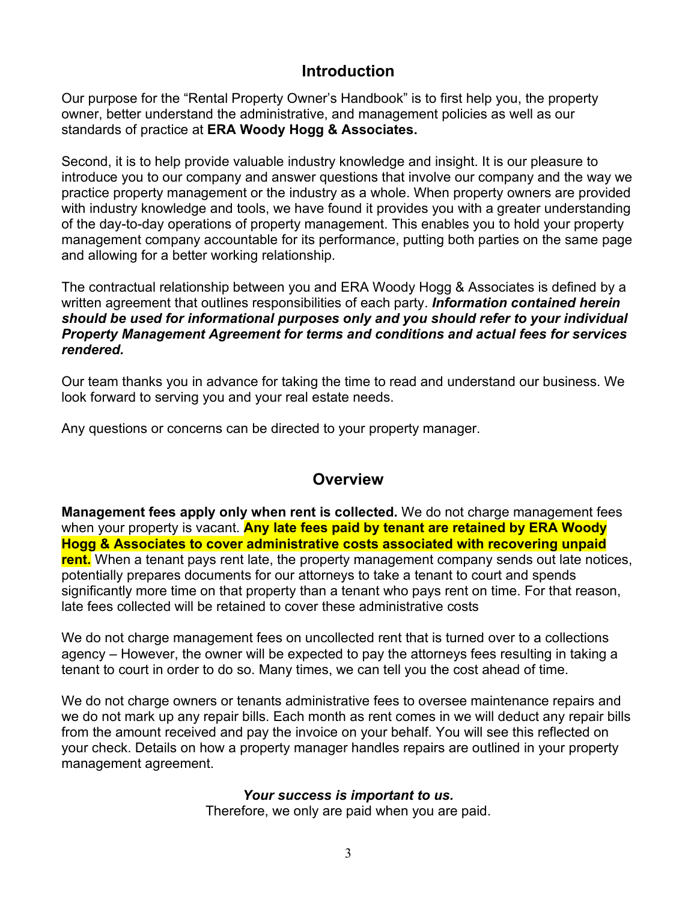## Introduction

Our purpose for the "Rental Property Owner's Handbook" is to first help you, the property owner, better understand the administrative, and management policies as well as our standards of practice at **ERA Woody Hogg & Associates.**

Second, it is to help provide valuable industry knowledge and insight. It is our pleasure to introduce you to our company and answer questions that involve our company and the way we practice property management or the industry as a whole. When property owners are provided with industry knowledge and tools, we have found it provides you with a greater understanding of the day-to-day operations of property management. This enables you to hold your property management company accountable for its performance, putting both parties on the same page and allowing for a better working relationship.

The contractual relationship between you and ERA Woody Hogg & Associates is defined by a written agreement that outlines responsibilities of each party. ***Information contained herein should be used for informational purposes only and you should refer to your individual Property Management Agreement for terms and conditions and actual fees for services rendered.***

Our team thanks you in advance for taking the time to read and understand our business. We look forward to serving you and your real estate needs.

Any questions or concerns can be directed to your property manager.

## Overview

**Management fees apply only when rent is collected.** We do not charge management fees when your property is vacant. **Any late fees paid by tenant are retained by ERA Woody Hogg & Associates to cover administrative costs associated with recovering unpaid rent.** When a tenant pays rent late, the property management company sends out late notices, potentially prepares documents for our attorneys to take a tenant to court and spends significantly more time on that property than a tenant who pays rent on time. For that reason, late fees collected will be retained to cover these administrative costs

We do not charge management fees on uncollected rent that is turned over to a collections agency – However, the owner will be expected to pay the attorneys fees resulting in taking a tenant to court in order to do so. Many times, we can tell you the cost ahead of time.

We do not charge owners or tenants administrative fees to oversee maintenance repairs and we do not mark up any repair bills. Each month as rent comes in we will deduct any repair bills from the amount received and pay the invoice on your behalf. You will see this reflected on your check. Details on how a property manager handles repairs are outlined in your property management agreement.

***Your success is important to us.***

Therefore, we only are paid when you are paid.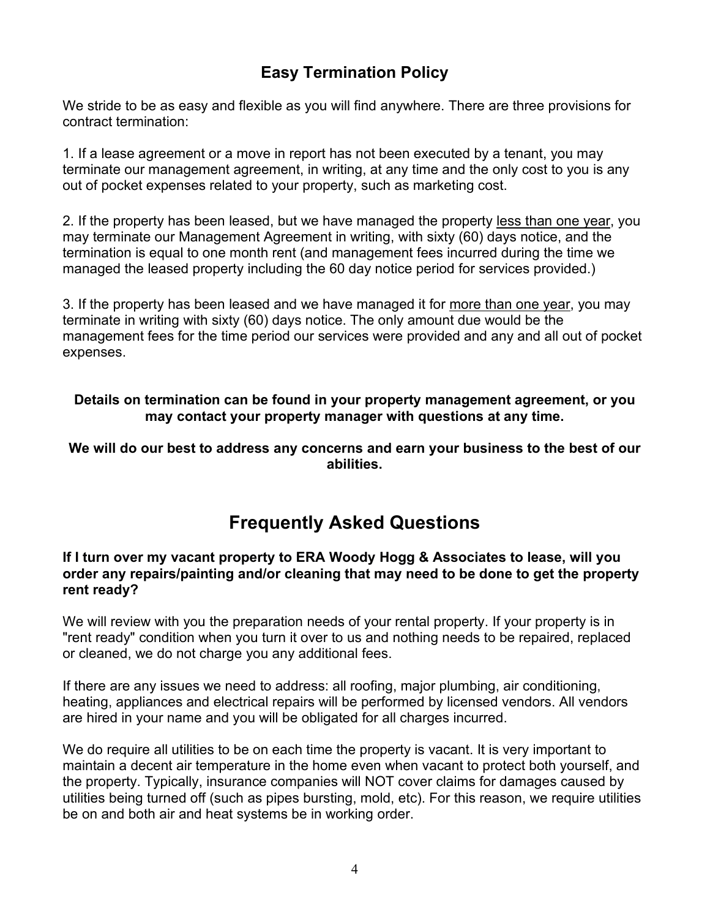## Easy Termination Policy

We stride to be as easy and flexible as you will find anywhere. There are three provisions for contract termination:

1. If a lease agreement or a move in report has not been executed by a tenant, you may terminate our management agreement, in writing, at any time and the only cost to you is any out of pocket expenses related to your property, such as marketing cost.

2. If the property has been leased, but we have managed the property <u>less than one year</u>, you may terminate our Management Agreement in writing, with sixty (60) days notice, and the termination is equal to one month rent (and management fees incurred during the time we managed the leased property including the 60 day notice period for services provided.)

3. If the property has been leased and we have managed it for <u>more than one year</u>, you may terminate in writing with sixty (60) days notice. The only amount due would be the management fees for the time period our services were provided and any and all out of pocket expenses.

**Details on termination can be found in your property management agreement, or you may contact your property manager with questions at any time.**

**We will do our best to address any concerns and earn your business to the best of our abilities.**

# Frequently Asked Questions

**If I turn over my vacant property to ERA Woody Hogg & Associates to lease, will you order any repairs/painting and/or cleaning that may need to be done to get the property rent ready?**

We will review with you the preparation needs of your rental property. If your property is in "rent ready" condition when you turn it over to us and nothing needs to be repaired, replaced or cleaned, we do not charge you any additional fees.

If there are any issues we need to address: all roofing, major plumbing, air conditioning, heating, appliances and electrical repairs will be performed by licensed vendors. All vendors are hired in your name and you will be obligated for all charges incurred.

We do require all utilities to be on each time the property is vacant. It is very important to maintain a decent air temperature in the home even when vacant to protect both yourself, and the property. Typically, insurance companies will NOT cover claims for damages caused by utilities being turned off (such as pipes bursting, mold, etc). For this reason, we require utilities be on and both air and heat systems be in working order.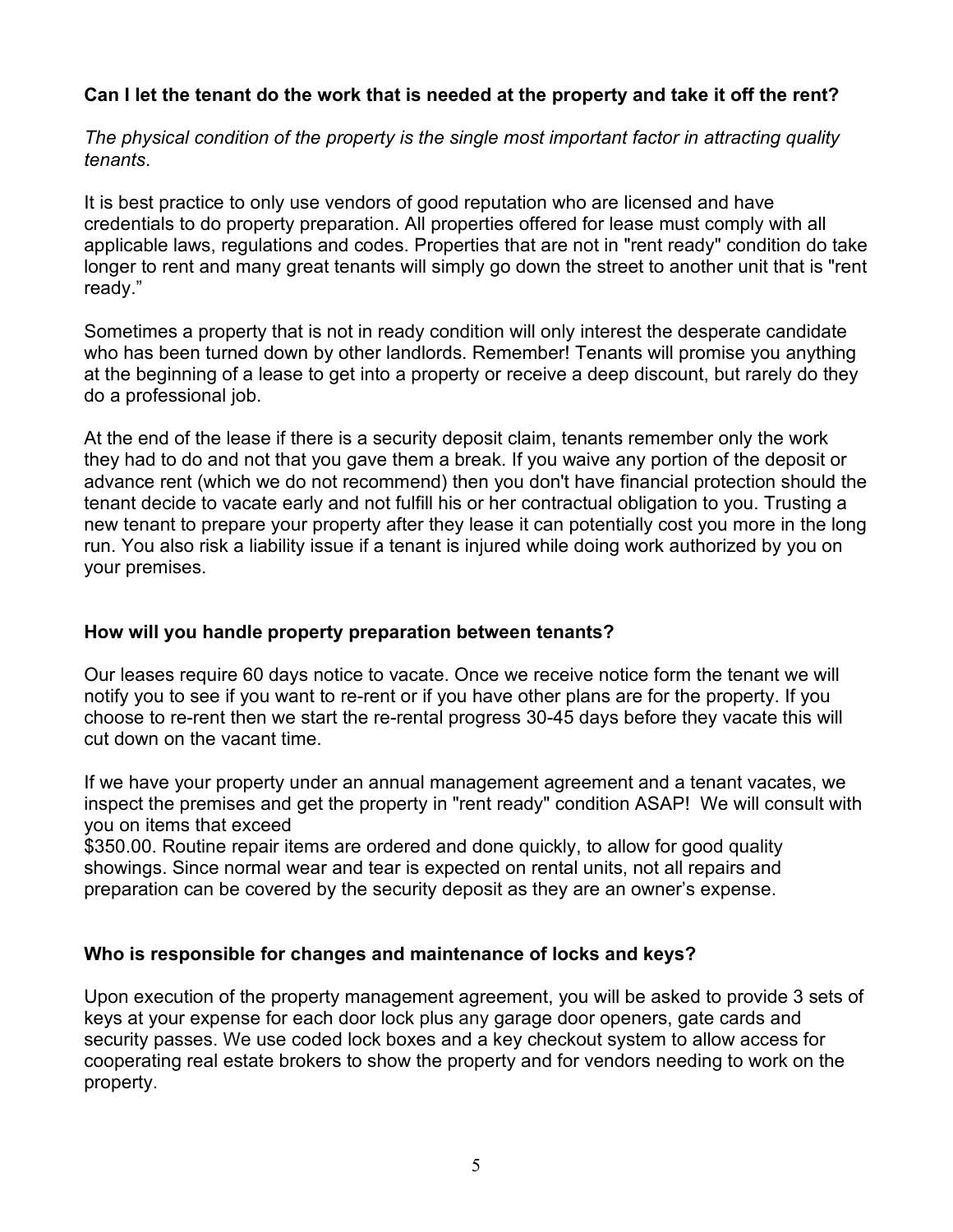**Can I let the tenant do the work that is needed at the property and take it off the rent?**

*The physical condition of the property is the single most important factor in attracting quality tenants*.

It is best practice to only use vendors of good reputation who are licensed and have credentials to do property preparation. All properties offered for lease must comply with all applicable laws, regulations and codes. Properties that are not in "rent ready" condition do take longer to rent and many great tenants will simply go down the street to another unit that is "rent ready."

Sometimes a property that is not in ready condition will only interest the desperate candidate who has been turned down by other landlords. Remember! Tenants will promise you anything at the beginning of a lease to get into a property or receive a deep discount, but rarely do they do a professional job.

At the end of the lease if there is a security deposit claim, tenants remember only the work they had to do and not that you gave them a break. If you waive any portion of the deposit or advance rent (which we do not recommend) then you don't have financial protection should the tenant decide to vacate early and not fulfill his or her contractual obligation to you. Trusting a new tenant to prepare your property after they lease it can potentially cost you more in the long run. You also risk a liability issue if a tenant is injured while doing work authorized by you on your premises.

**How will you handle property preparation between tenants?**

Our leases require 60 days notice to vacate. Once we receive notice form the tenant we will notify you to see if you want to re-rent or if you have other plans are for the property. If you choose to re-rent then we start the re-rental progress 30-45 days before they vacate this will cut down on the vacant time.

If we have your property under an annual management agreement and a tenant vacates, we inspect the premises and get the property in "rent ready" condition ASAP! We will consult with you on items that exceed
$350.00. Routine repair items are ordered and done quickly, to allow for good quality showings. Since normal wear and tear is expected on rental units, not all repairs and preparation can be covered by the security deposit as they are an owner's expense.

**Who is responsible for changes and maintenance of locks and keys?**

Upon execution of the property management agreement, you will be asked to provide 3 sets of keys at your expense for each door lock plus any garage door openers, gate cards and security passes. We use coded lock boxes and a key checkout system to allow access for cooperating real estate brokers to show the property and for vendors needing to work on the property.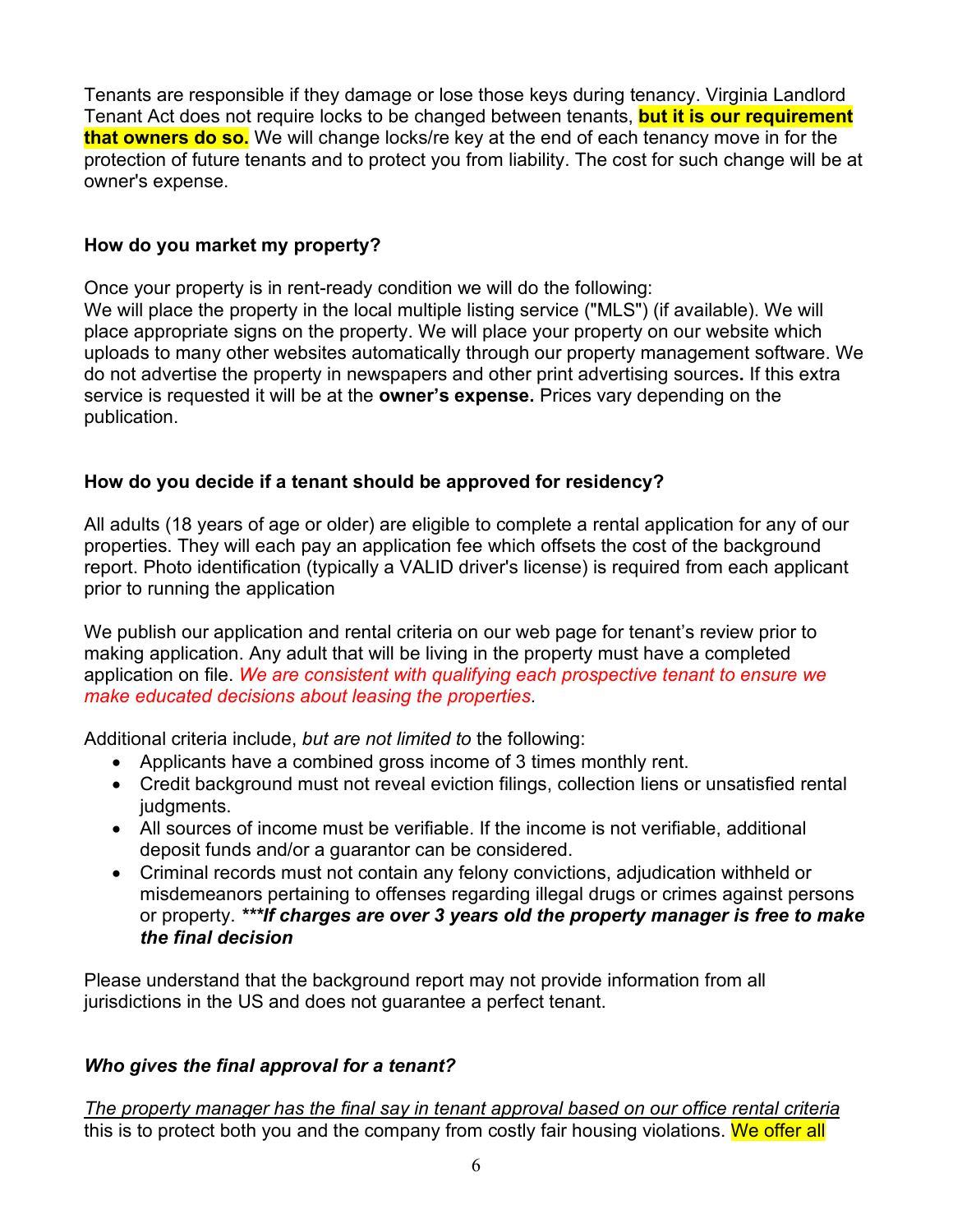Tenants are responsible if they damage or lose those keys during tenancy. Virginia Landlord Tenant Act does not require locks to be changed between tenants, **but it is our requirement that owners do so.** We will change locks/re key at the end of each tenancy move in for the protection of future tenants and to protect you from liability. The cost for such change will be at owner's expense.

**How do you market my property?**

Once your property is in rent-ready condition we will do the following:
We will place the property in the local multiple listing service ("MLS") (if available). We will place appropriate signs on the property. We will place your property on our website which uploads to many other websites automatically through our property management software. We do not advertise the property in newspapers and other print advertising sources**.** If this extra service is requested it will be at the **owner's expense.** Prices vary depending on the publication.

**How do you decide if a tenant should be approved for residency?**

All adults (18 years of age or older) are eligible to complete a rental application for any of our properties. They will each pay an application fee which offsets the cost of the background report. Photo identification (typically a VALID driver's license) is required from each applicant prior to running the application

We publish our application and rental criteria on our web page for tenant's review prior to making application. Any adult that will be living in the property must have a completed application on file. *We are consistent with qualifying each prospective tenant to ensure we make educated decisions about leasing the properties*.

Additional criteria include, *but are not limited to* the following:

- Applicants have a combined gross income of 3 times monthly rent.
- Credit background must not reveal eviction filings, collection liens or unsatisfied rental judgments.
- All sources of income must be verifiable. If the income is not verifiable, additional deposit funds and/or a guarantor can be considered.
- Criminal records must not contain any felony convictions, adjudication withheld or misdemeanors pertaining to offenses regarding illegal drugs or crimes against persons or property. ***\*\*\*If charges are over 3 years old the property manager is free to make the final decision***

Please understand that the background report may not provide information from all jurisdictions in the US and does not guarantee a perfect tenant.

***Who gives the final approval for a tenant?***

<u>*The property manager has the final say in tenant approval based on our office rental criteria*</u> this is to protect both you and the company from costly fair housing violations. We offer all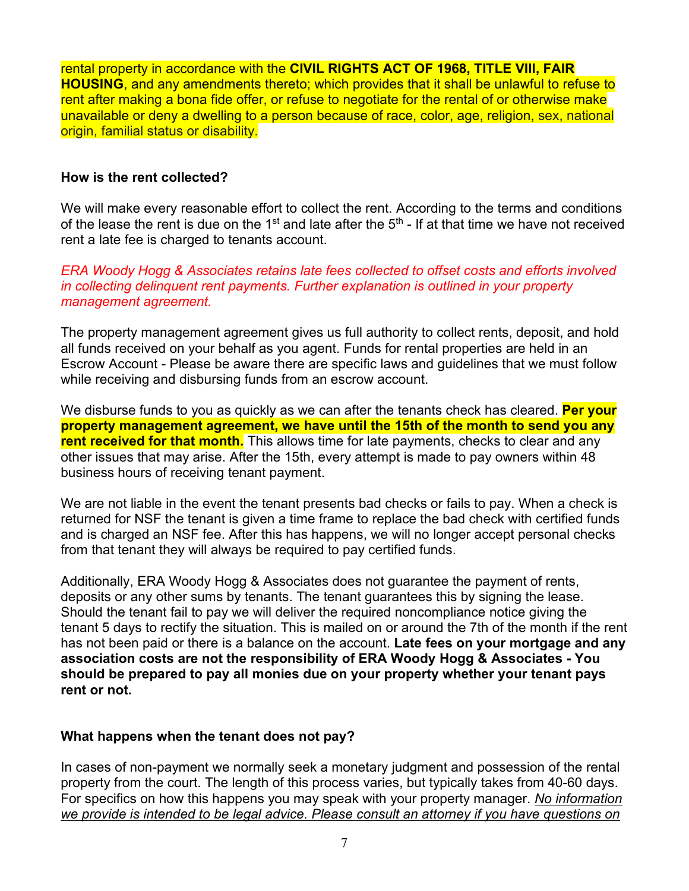rental property in accordance with the **CIVIL RIGHTS ACT OF 1968, TITLE VIII, FAIR HOUSING**, and any amendments thereto; which provides that it shall be unlawful to refuse to rent after making a bona fide offer, or refuse to negotiate for the rental of or otherwise make unavailable or deny a dwelling to a person because of race, color, age, religion, sex, national origin, familial status or disability.

**How is the rent collected?**

We will make every reasonable effort to collect the rent. According to the terms and conditions of the lease the rent is due on the 1st and late after the 5th - If at that time we have not received rent a late fee is charged to tenants account.

*ERA Woody Hogg & Associates retains late fees collected to offset costs and efforts involved in collecting delinquent rent payments. Further explanation is outlined in your property management agreement.*

The property management agreement gives us full authority to collect rents, deposit, and hold all funds received on your behalf as you agent. Funds for rental properties are held in an Escrow Account - Please be aware there are specific laws and guidelines that we must follow while receiving and disbursing funds from an escrow account.

We disburse funds to you as quickly as we can after the tenants check has cleared. **Per your property management agreement, we have until the 15th of the month to send you any rent received for that month.** This allows time for late payments, checks to clear and any other issues that may arise. After the 15th, every attempt is made to pay owners within 48 business hours of receiving tenant payment.

We are not liable in the event the tenant presents bad checks or fails to pay. When a check is returned for NSF the tenant is given a time frame to replace the bad check with certified funds and is charged an NSF fee. After this has happens, we will no longer accept personal checks from that tenant they will always be required to pay certified funds.

Additionally, ERA Woody Hogg & Associates does not guarantee the payment of rents, deposits or any other sums by tenants. The tenant guarantees this by signing the lease. Should the tenant fail to pay we will deliver the required noncompliance notice giving the tenant 5 days to rectify the situation. This is mailed on or around the 7th of the month if the rent has not been paid or there is a balance on the account. **Late fees on your mortgage and any association costs are not the responsibility of ERA Woody Hogg & Associates - You should be prepared to pay all monies due on your property whether your tenant pays rent or not.**

**What happens when the tenant does not pay?**

In cases of non-payment we normally seek a monetary judgment and possession of the rental property from the court. The length of this process varies, but typically takes from 40-60 days. For specifics on how this happens you may speak with your property manager. *No information we provide is intended to be legal advice. Please consult an attorney if you have questions on*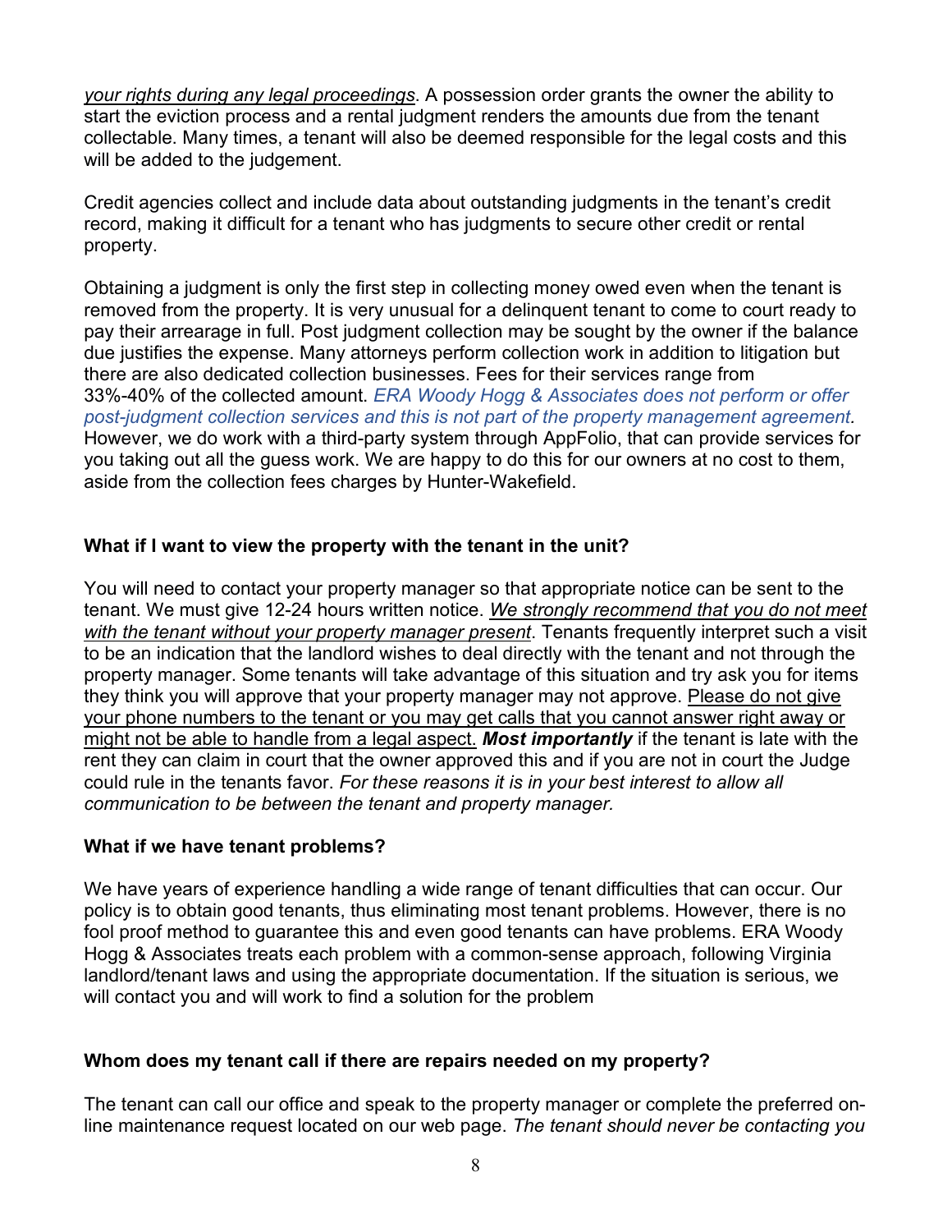*your rights during any legal proceedings*. A possession order grants the owner the ability to start the eviction process and a rental judgment renders the amounts due from the tenant collectable. Many times, a tenant will also be deemed responsible for the legal costs and this will be added to the judgement.

Credit agencies collect and include data about outstanding judgments in the tenant's credit record, making it difficult for a tenant who has judgments to secure other credit or rental property.

Obtaining a judgment is only the first step in collecting money owed even when the tenant is removed from the property. It is very unusual for a delinquent tenant to come to court ready to pay their arrearage in full. Post judgment collection may be sought by the owner if the balance due justifies the expense. Many attorneys perform collection work in addition to litigation but there are also dedicated collection businesses. Fees for their services range from 33%-40% of the collected amount. *ERA Woody Hogg & Associates does not perform or offer post-judgment collection services and this is not part of the property management agreement.* However, we do work with a third-party system through AppFolio, that can provide services for you taking out all the guess work. We are happy to do this for our owners at no cost to them, aside from the collection fees charges by Hunter-Wakefield.

**What if I want to view the property with the tenant in the unit?**

You will need to contact your property manager so that appropriate notice can be sent to the tenant. We must give 12-24 hours written notice. *We strongly recommend that you do not meet with the tenant without your property manager present*. Tenants frequently interpret such a visit to be an indication that the landlord wishes to deal directly with the tenant and not through the property manager. Some tenants will take advantage of this situation and try ask you for items they think you will approve that your property manager may not approve. Please do not give your phone numbers to the tenant or you may get calls that you cannot answer right away or might not be able to handle from a legal aspect. ***Most importantly*** if the tenant is late with the rent they can claim in court that the owner approved this and if you are not in court the Judge could rule in the tenants favor. *For these reasons it is in your best interest to allow all communication to be between the tenant and property manager.*

**What if we have tenant problems?**

We have years of experience handling a wide range of tenant difficulties that can occur. Our policy is to obtain good tenants, thus eliminating most tenant problems. However, there is no fool proof method to guarantee this and even good tenants can have problems. ERA Woody Hogg & Associates treats each problem with a common-sense approach, following Virginia landlord/tenant laws and using the appropriate documentation. If the situation is serious, we will contact you and will work to find a solution for the problem

**Whom does my tenant call if there are repairs needed on my property?**

The tenant can call our office and speak to the property manager or complete the preferred on-line maintenance request located on our web page. *The tenant should never be contacting you*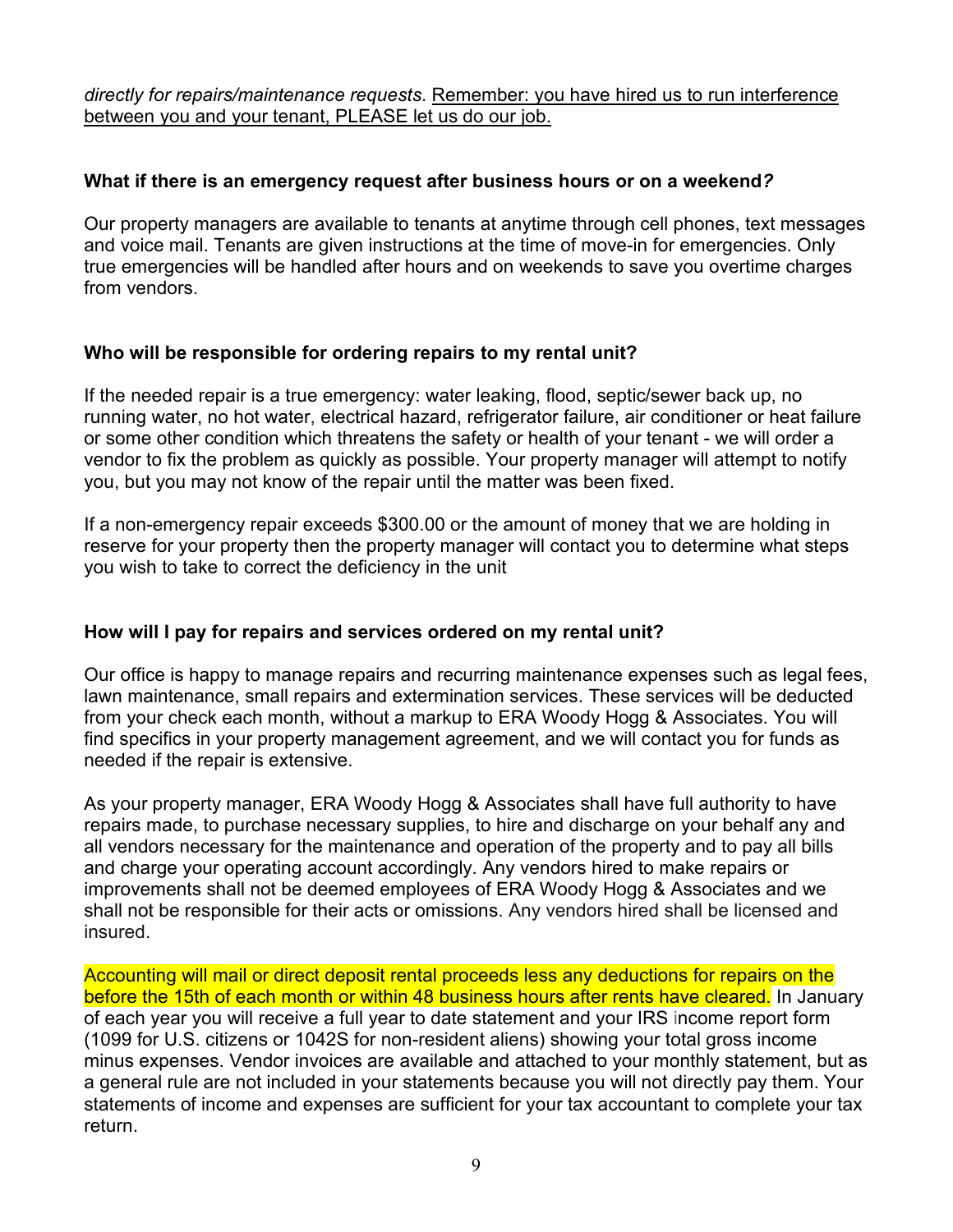*directly for repairs/maintenance requests*. Remember: you have hired us to run interference between you and your tenant, PLEASE let us do our job.

**What if there is an emergency request after business hours or on a weekend*?***

Our property managers are available to tenants at anytime through cell phones, text messages and voice mail. Tenants are given instructions at the time of move-in for emergencies. Only true emergencies will be handled after hours and on weekends to save you overtime charges from vendors.

**Who will be responsible for ordering repairs to my rental unit?**

If the needed repair is a true emergency: water leaking, flood, septic/sewer back up, no running water, no hot water, electrical hazard, refrigerator failure, air conditioner or heat failure or some other condition which threatens the safety or health of your tenant - we will order a vendor to fix the problem as quickly as possible. Your property manager will attempt to notify you, but you may not know of the repair until the matter was been fixed.

If a non-emergency repair exceeds $300.00 or the amount of money that we are holding in reserve for your property then the property manager will contact you to determine what steps you wish to take to correct the deficiency in the unit

**How will I pay for repairs and services ordered on my rental unit?**

Our office is happy to manage repairs and recurring maintenance expenses such as legal fees, lawn maintenance, small repairs and extermination services. These services will be deducted from your check each month, without a markup to ERA Woody Hogg & Associates. You will find specifics in your property management agreement, and we will contact you for funds as needed if the repair is extensive.

As your property manager, ERA Woody Hogg & Associates shall have full authority to have repairs made, to purchase necessary supplies, to hire and discharge on your behalf any and all vendors necessary for the maintenance and operation of the property and to pay all bills and charge your operating account accordingly. Any vendors hired to make repairs or improvements shall not be deemed employees of ERA Woody Hogg & Associates and we shall not be responsible for their acts or omissions. Any vendors hired shall be licensed and insured.

Accounting will mail or direct deposit rental proceeds less any deductions for repairs on the before the 15th of each month or within 48 business hours after rents have cleared. In January of each year you will receive a full year to date statement and your IRS income report form (1099 for U.S. citizens or 1042S for non-resident aliens) showing your total gross income minus expenses. Vendor invoices are available and attached to your monthly statement, but as a general rule are not included in your statements because you will not directly pay them. Your statements of income and expenses are sufficient for your tax accountant to complete your tax return.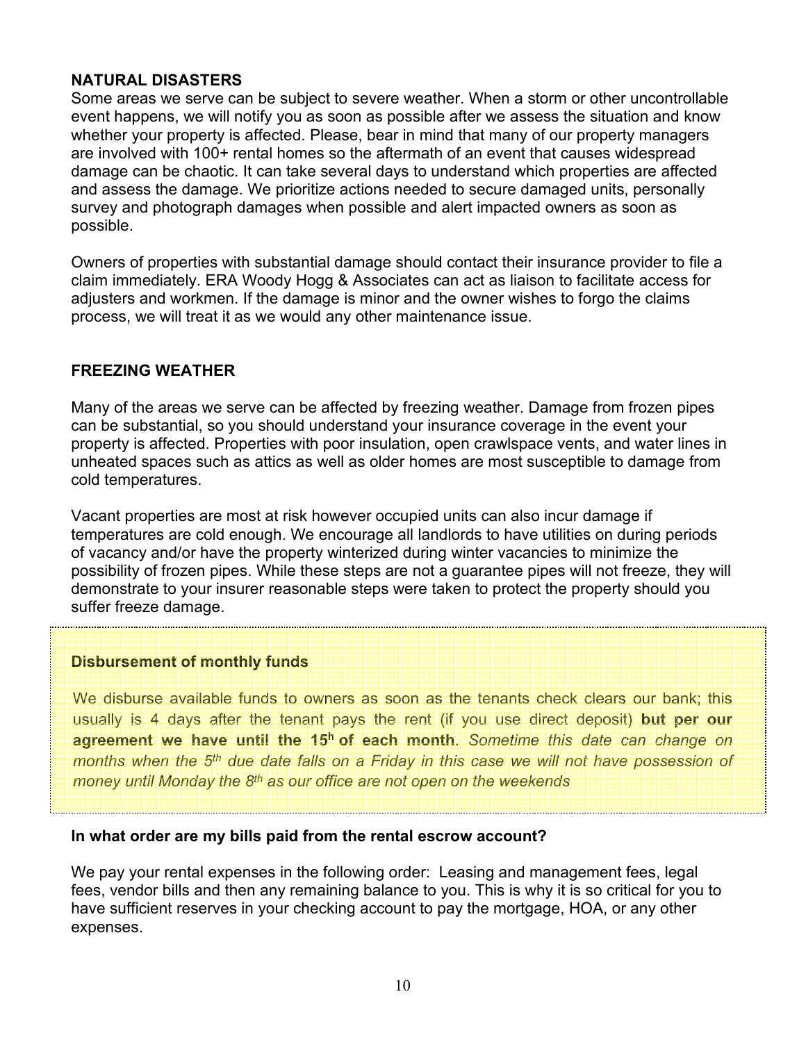## NATURAL DISASTERS

Some areas we serve can be subject to severe weather. When a storm or other uncontrollable event happens, we will notify you as soon as possible after we assess the situation and know whether your property is affected. Please, bear in mind that many of our property managers are involved with 100+ rental homes so the aftermath of an event that causes widespread damage can be chaotic. It can take several days to understand which properties are affected and assess the damage. We prioritize actions needed to secure damaged units, personally survey and photograph damages when possible and alert impacted owners as soon as possible.

Owners of properties with substantial damage should contact their insurance provider to file a claim immediately. ERA Woody Hogg & Associates can act as liaison to facilitate access for adjusters and workmen. If the damage is minor and the owner wishes to forgo the claims process, we will treat it as we would any other maintenance issue.

## FREEZING WEATHER

Many of the areas we serve can be affected by freezing weather. Damage from frozen pipes can be substantial, so you should understand your insurance coverage in the event your property is affected. Properties with poor insulation, open crawlspace vents, and water lines in unheated spaces such as attics as well as older homes are most susceptible to damage from cold temperatures.

Vacant properties are most at risk however occupied units can also incur damage if temperatures are cold enough. We encourage all landlords to have utilities on during periods of vacancy and/or have the property winterized during winter vacancies to minimize the possibility of frozen pipes. While these steps are not a guarantee pipes will not freeze, they will demonstrate to your insurer reasonable steps were taken to protect the property should you suffer freeze damage.

### Disbursement of monthly funds

We disburse available funds to owners as soon as the tenants check clears our bank; this usually is 4 days after the tenant pays the rent (if you use direct deposit) **but per our agreement we have until the 15h of each month**. *Sometime this date can change on months when the 5th due date falls on a Friday in this case we will not have possession of money until Monday the 8th as our office are not open on the weekends*

### In what order are my bills paid from the rental escrow account?

We pay your rental expenses in the following order: Leasing and management fees, legal fees, vendor bills and then any remaining balance to you. This is why it is so critical for you to have sufficient reserves in your checking account to pay the mortgage, HOA, or any other expenses.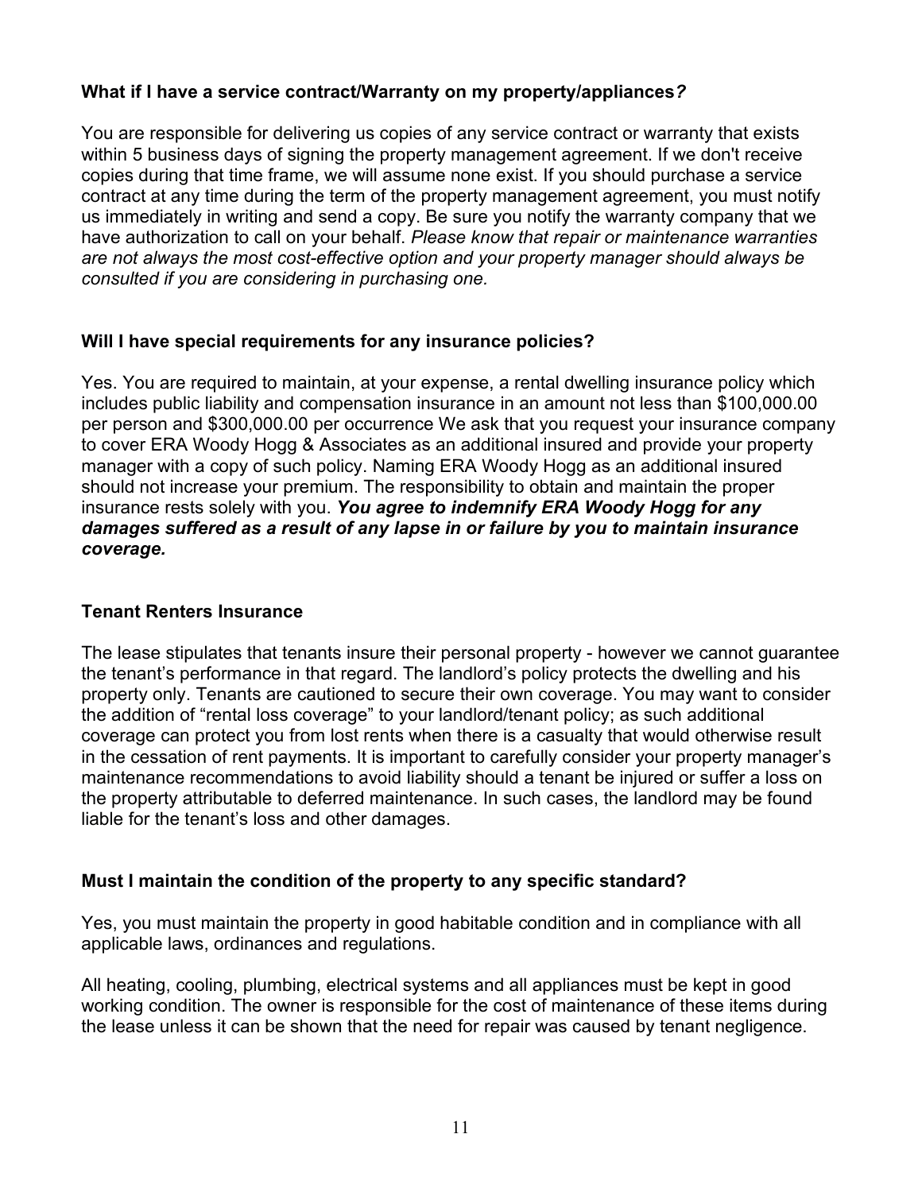### **What if I have a service contract/Warranty on my property/appliances*?***

You are responsible for delivering us copies of any service contract or warranty that exists within 5 business days of signing the property management agreement. If we don't receive copies during that time frame, we will assume none exist. If you should purchase a service contract at any time during the term of the property management agreement, you must notify us immediately in writing and send a copy. Be sure you notify the warranty company that we have authorization to call on your behalf. *Please know that repair or maintenance warranties are not always the most cost-effective option and your property manager should always be consulted if you are considering in purchasing one.*

### **Will I have special requirements for any insurance policies?**

Yes. You are required to maintain, at your expense, a rental dwelling insurance policy which includes public liability and compensation insurance in an amount not less than $100,000.00 per person and $300,000.00 per occurrence We ask that you request your insurance company to cover ERA Woody Hogg & Associates as an additional insured and provide your property manager with a copy of such policy. Naming ERA Woody Hogg as an additional insured should not increase your premium. The responsibility to obtain and maintain the proper insurance rests solely with you. ***You agree to indemnify ERA Woody Hogg for any damages suffered as a result of any lapse in or failure by you to maintain insurance coverage.***

### **Tenant Renters Insurance**

The lease stipulates that tenants insure their personal property - however we cannot guarantee the tenant's performance in that regard. The landlord's policy protects the dwelling and his property only. Tenants are cautioned to secure their own coverage. You may want to consider the addition of "rental loss coverage" to your landlord/tenant policy; as such additional coverage can protect you from lost rents when there is a casualty that would otherwise result in the cessation of rent payments. It is important to carefully consider your property manager's maintenance recommendations to avoid liability should a tenant be injured or suffer a loss on the property attributable to deferred maintenance. In such cases, the landlord may be found liable for the tenant's loss and other damages.

### **Must I maintain the condition of the property to any specific standard?**

Yes, you must maintain the property in good habitable condition and in compliance with all applicable laws, ordinances and regulations.

All heating, cooling, plumbing, electrical systems and all appliances must be kept in good working condition. The owner is responsible for the cost of maintenance of these items during the lease unless it can be shown that the need for repair was caused by tenant negligence.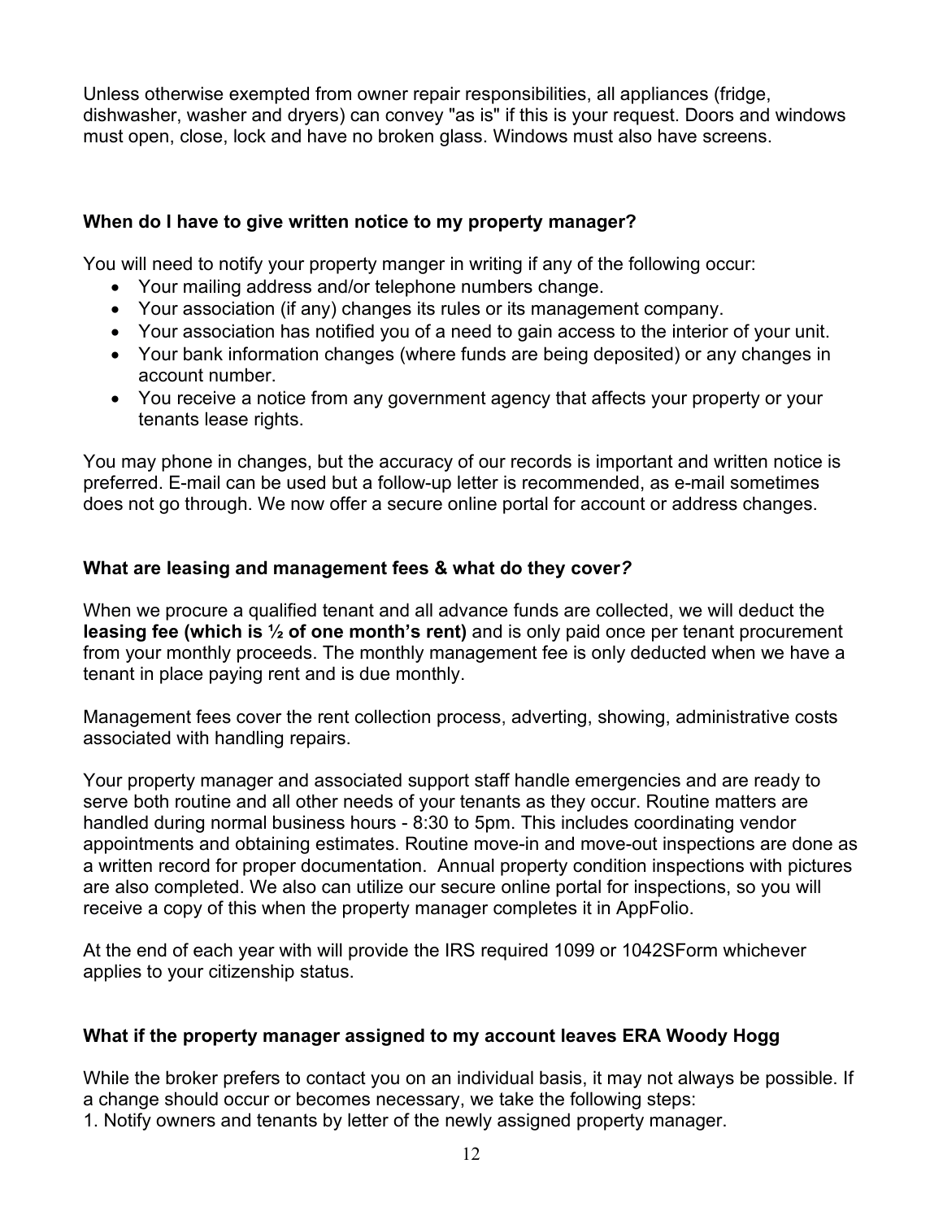Unless otherwise exempted from owner repair responsibilities, all appliances (fridge, dishwasher, washer and dryers) can convey "as is" if this is your request. Doors and windows must open, close, lock and have no broken glass. Windows must also have screens.

**When do I have to give written notice to my property manager?**

You will need to notify your property manger in writing if any of the following occur:

- Your mailing address and/or telephone numbers change.
- Your association (if any) changes its rules or its management company.
- Your association has notified you of a need to gain access to the interior of your unit.
- Your bank information changes (where funds are being deposited) or any changes in account number.
- You receive a notice from any government agency that affects your property or your tenants lease rights.

You may phone in changes, but the accuracy of our records is important and written notice is preferred. E-mail can be used but a follow-up letter is recommended, as e-mail sometimes does not go through. We now offer a secure online portal for account or address changes.

**What are leasing and management fees & what do they cover*?***

When we procure a qualified tenant and all advance funds are collected, we will deduct the **leasing fee (which is ½ of one month's rent)** and is only paid once per tenant procurement from your monthly proceeds. The monthly management fee is only deducted when we have a tenant in place paying rent and is due monthly.

Management fees cover the rent collection process, adverting, showing, administrative costs associated with handling repairs.

Your property manager and associated support staff handle emergencies and are ready to serve both routine and all other needs of your tenants as they occur. Routine matters are handled during normal business hours - 8:30 to 5pm. This includes coordinating vendor appointments and obtaining estimates. Routine move-in and move-out inspections are done as a written record for proper documentation. Annual property condition inspections with pictures are also completed. We also can utilize our secure online portal for inspections, so you will receive a copy of this when the property manager completes it in AppFolio.

At the end of each year with will provide the IRS required 1099 or 1042SForm whichever applies to your citizenship status.

**What if the property manager assigned to my account leaves ERA Woody Hogg**

While the broker prefers to contact you on an individual basis, it may not always be possible. If a change should occur or becomes necessary, we take the following steps:

1. Notify owners and tenants by letter of the newly assigned property manager.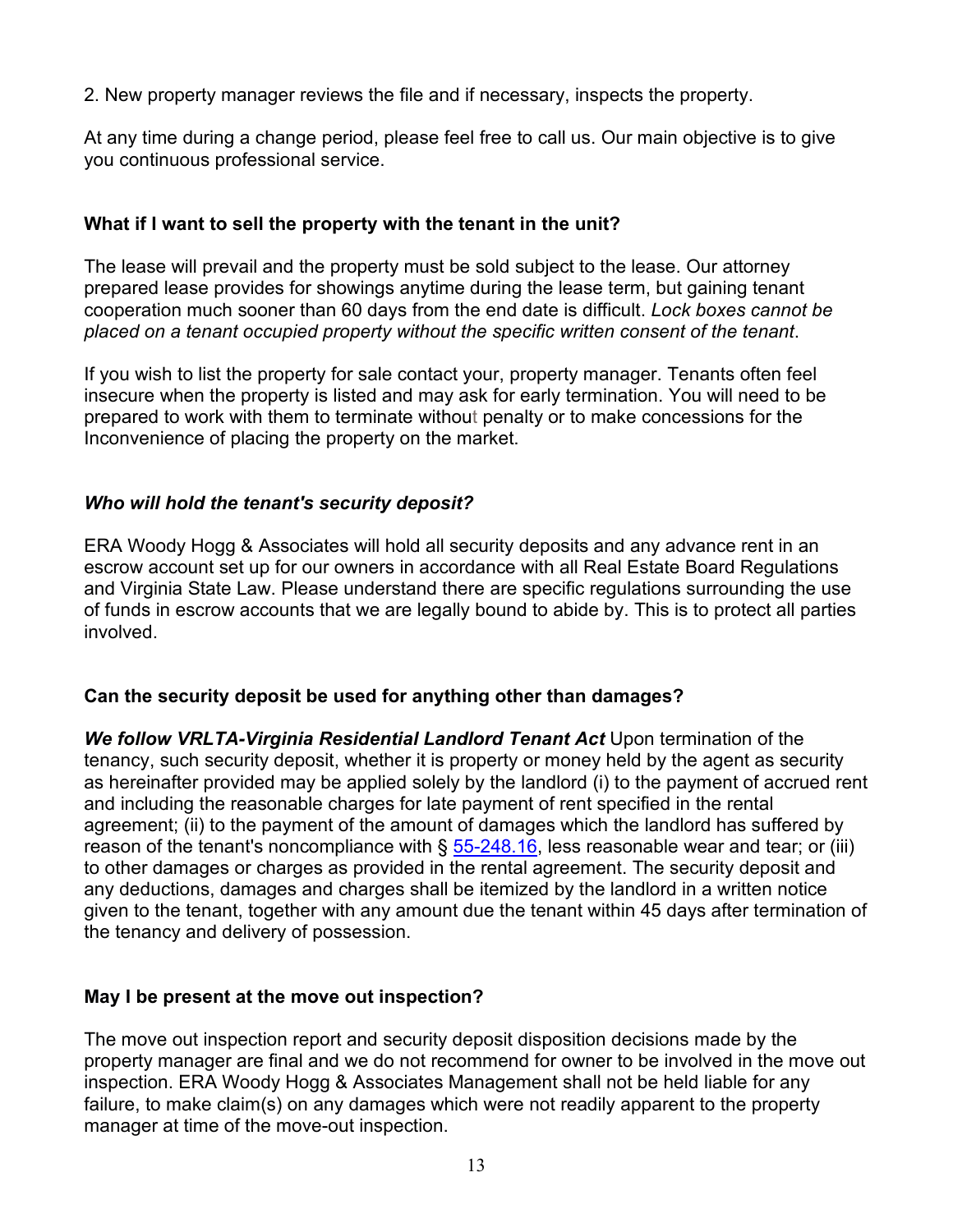2. New property manager reviews the file and if necessary, inspects the property.

At any time during a change period, please feel free to call us. Our main objective is to give you continuous professional service.

**What if I want to sell the property with the tenant in the unit?**

The lease will prevail and the property must be sold subject to the lease. Our attorney prepared lease provides for showings anytime during the lease term, but gaining tenant cooperation much sooner than 60 days from the end date is difficult. *Lock boxes cannot be placed on a tenant occupied property without the specific written consent of the tenant*.

If you wish to list the property for sale contact your, property manager. Tenants often feel insecure when the property is listed and may ask for early termination. You will need to be prepared to work with them to terminate without penalty or to make concessions for the Inconvenience of placing the property on the market.

***Who will hold the tenant's security deposit?***

ERA Woody Hogg & Associates will hold all security deposits and any advance rent in an escrow account set up for our owners in accordance with all Real Estate Board Regulations and Virginia State Law. Please understand there are specific regulations surrounding the use of funds in escrow accounts that we are legally bound to abide by. This is to protect all parties involved.

**Can the security deposit be used for anything other than damages?**

***We follow VRLTA-Virginia Residential Landlord Tenant Act*** Upon termination of the tenancy, such security deposit, whether it is property or money held by the agent as security as hereinafter provided may be applied solely by the landlord (i) to the payment of accrued rent and including the reasonable charges for late payment of rent specified in the rental agreement; (ii) to the payment of the amount of damages which the landlord has suffered by reason of the tenant's noncompliance with § 55-248.16, less reasonable wear and tear; or (iii) to other damages or charges as provided in the rental agreement. The security deposit and any deductions, damages and charges shall be itemized by the landlord in a written notice given to the tenant, together with any amount due the tenant within 45 days after termination of the tenancy and delivery of possession.

**May I be present at the move out inspection?**

The move out inspection report and security deposit disposition decisions made by the property manager are final and we do not recommend for owner to be involved in the move out inspection. ERA Woody Hogg & Associates Management shall not be held liable for any failure, to make claim(s) on any damages which were not readily apparent to the property manager at time of the move-out inspection.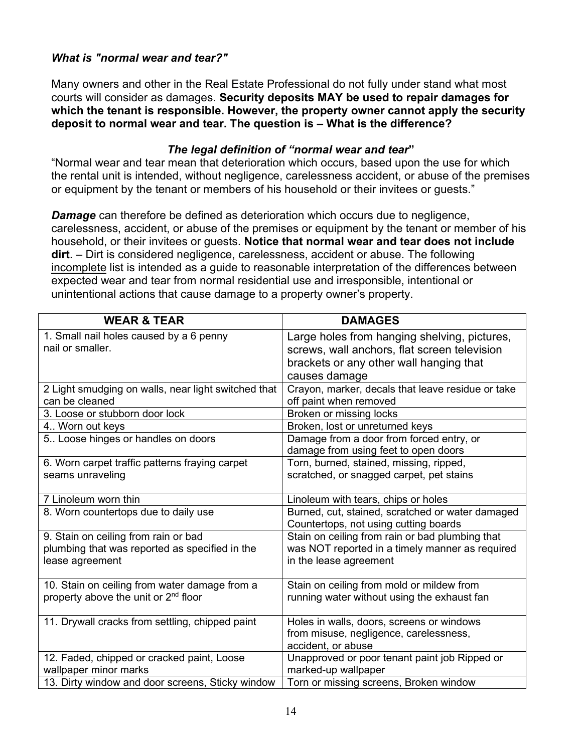### *What is "normal wear and tear?"*

Many owners and other in the Real Estate Professional do not fully under stand what most courts will consider as damages. **Security deposits MAY be used to repair damages for which the tenant is responsible. However, the property owner cannot apply the security deposit to normal wear and tear. The question is – What is the difference?**

### *The legal definition of "normal wear and tear"*

"Normal wear and tear mean that deterioration which occurs, based upon the use for which the rental unit is intended, without negligence, carelessness accident, or abuse of the premises or equipment by the tenant or members of his household or their invitees or guests."

***Damage*** can therefore be defined as deterioration which occurs due to negligence, carelessness, accident, or abuse of the premises or equipment by the tenant or member of his household, or their invitees or guests. **Notice that normal wear and tear does not include dirt**. – Dirt is considered negligence, carelessness, accident or abuse. The following incomplete list is intended as a guide to reasonable interpretation of the differences between expected wear and tear from normal residential use and irresponsible, intentional or unintentional actions that cause damage to a property owner's property.

| WEAR & TEAR | DAMAGES |
|---|---|
| 1. Small nail holes caused by a 6 penny nail or smaller. | Large holes from hanging shelving, pictures, screws, wall anchors, flat screen television brackets or any other wall hanging that causes damage |
| 2 Light smudging on walls, near light switched that can be cleaned | Crayon, marker, decals that leave residue or take off paint when removed |
| 3. Loose or stubborn door lock | Broken or missing locks |
| 4.. Worn out keys | Broken, lost or unreturned keys |
| 5.. Loose hinges or handles on doors | Damage from a door from forced entry, or damage from using feet to open doors |
| 6. Worn carpet traffic patterns fraying carpet seams unraveling | Torn, burned, stained, missing, ripped, scratched, or snagged carpet, pet stains |
| 7 Linoleum worn thin | Linoleum with tears, chips or holes |
| 8. Worn countertops due to daily use | Burned, cut, stained, scratched or water damaged Countertops, not using cutting boards |
| 9. Stain on ceiling from rain or bad plumbing that was reported as specified in the lease agreement | Stain on ceiling from rain or bad plumbing that was NOT reported in a timely manner as required in the lease agreement |
| 10. Stain on ceiling from water damage from a property above the unit or 2nd floor | Stain on ceiling from mold or mildew from running water without using the exhaust fan |
| 11. Drywall cracks from settling, chipped paint | Holes in walls, doors, screens or windows from misuse, negligence, carelessness, accident, or abuse |
| 12. Faded, chipped or cracked paint, Loose wallpaper minor marks | Unapproved or poor tenant paint job Ripped or marked-up wallpaper |
| 13. Dirty window and door screens, Sticky window | Torn or missing screens, Broken window |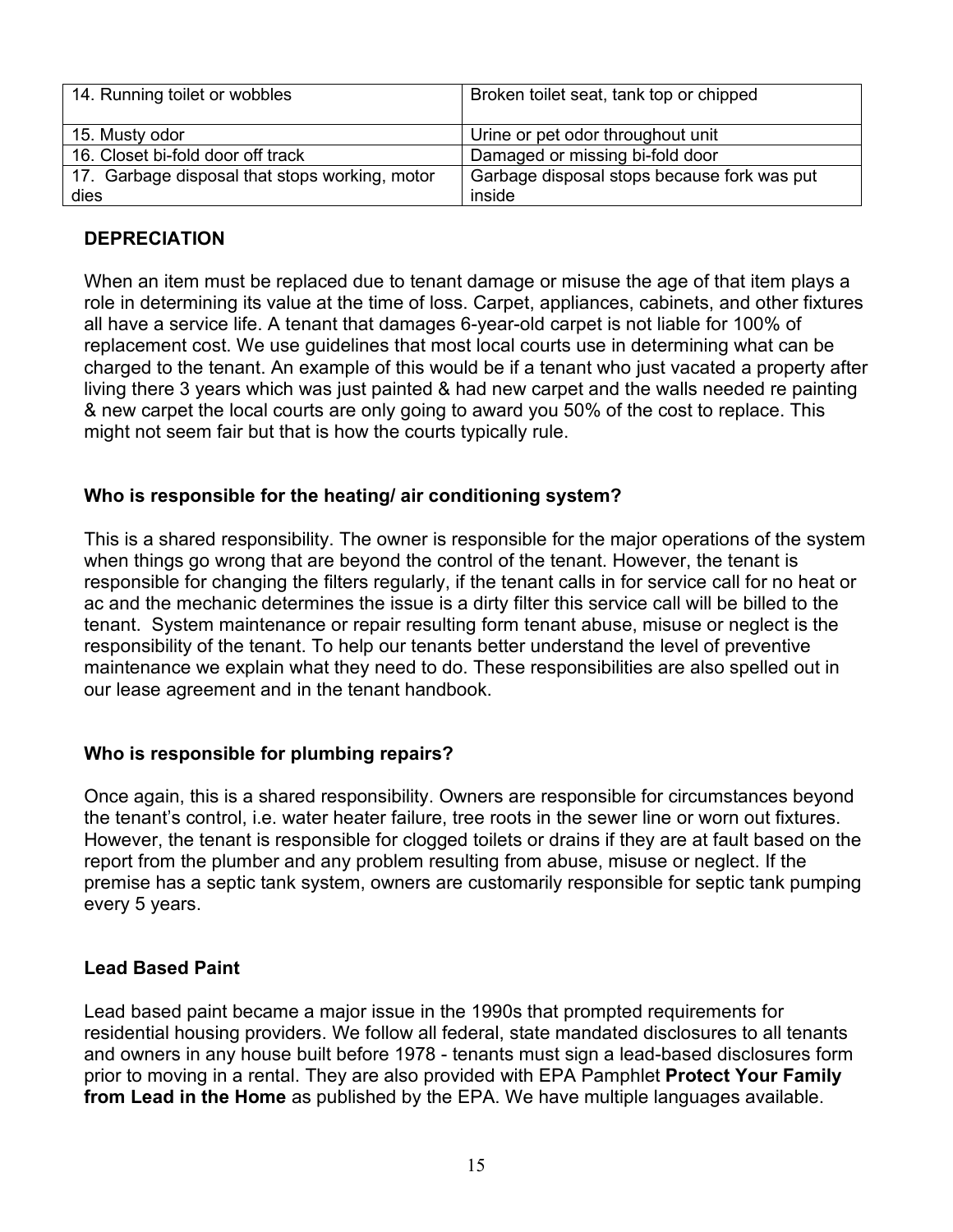| 14. Running toilet or wobbles | Broken toilet seat, tank top or chipped |
|---|---|
| 15. Musty odor | Urine or pet odor throughout unit |
| 16. Closet bi-fold door off track | Damaged or missing bi-fold door |
| 17. Garbage disposal that stops working, motor dies | Garbage disposal stops because fork was put inside |

## DEPRECIATION

When an item must be replaced due to tenant damage or misuse the age of that item plays a role in determining its value at the time of loss. Carpet, appliances, cabinets, and other fixtures all have a service life. A tenant that damages 6-year-old carpet is not liable for 100% of replacement cost. We use guidelines that most local courts use in determining what can be charged to the tenant. An example of this would be if a tenant who just vacated a property after living there 3 years which was just painted & had new carpet and the walls needed re painting & new carpet the local courts are only going to award you 50% of the cost to replace. This might not seem fair but that is how the courts typically rule.

### Who is responsible for the heating/ air conditioning system?

This is a shared responsibility. The owner is responsible for the major operations of the system when things go wrong that are beyond the control of the tenant. However, the tenant is responsible for changing the filters regularly, if the tenant calls in for service call for no heat or ac and the mechanic determines the issue is a dirty filter this service call will be billed to the tenant. System maintenance or repair resulting form tenant abuse, misuse or neglect is the responsibility of the tenant. To help our tenants better understand the level of preventive maintenance we explain what they need to do. These responsibilities are also spelled out in our lease agreement and in the tenant handbook.

### Who is responsible for plumbing repairs?

Once again, this is a shared responsibility. Owners are responsible for circumstances beyond the tenant's control, i.e. water heater failure, tree roots in the sewer line or worn out fixtures. However, the tenant is responsible for clogged toilets or drains if they are at fault based on the report from the plumber and any problem resulting from abuse, misuse or neglect. If the premise has a septic tank system, owners are customarily responsible for septic tank pumping every 5 years.

### Lead Based Paint

Lead based paint became a major issue in the 1990s that prompted requirements for residential housing providers. We follow all federal, state mandated disclosures to all tenants and owners in any house built before 1978 - tenants must sign a lead-based disclosures form prior to moving in a rental. They are also provided with EPA Pamphlet **Protect Your Family from Lead in the Home** as published by the EPA. We have multiple languages available.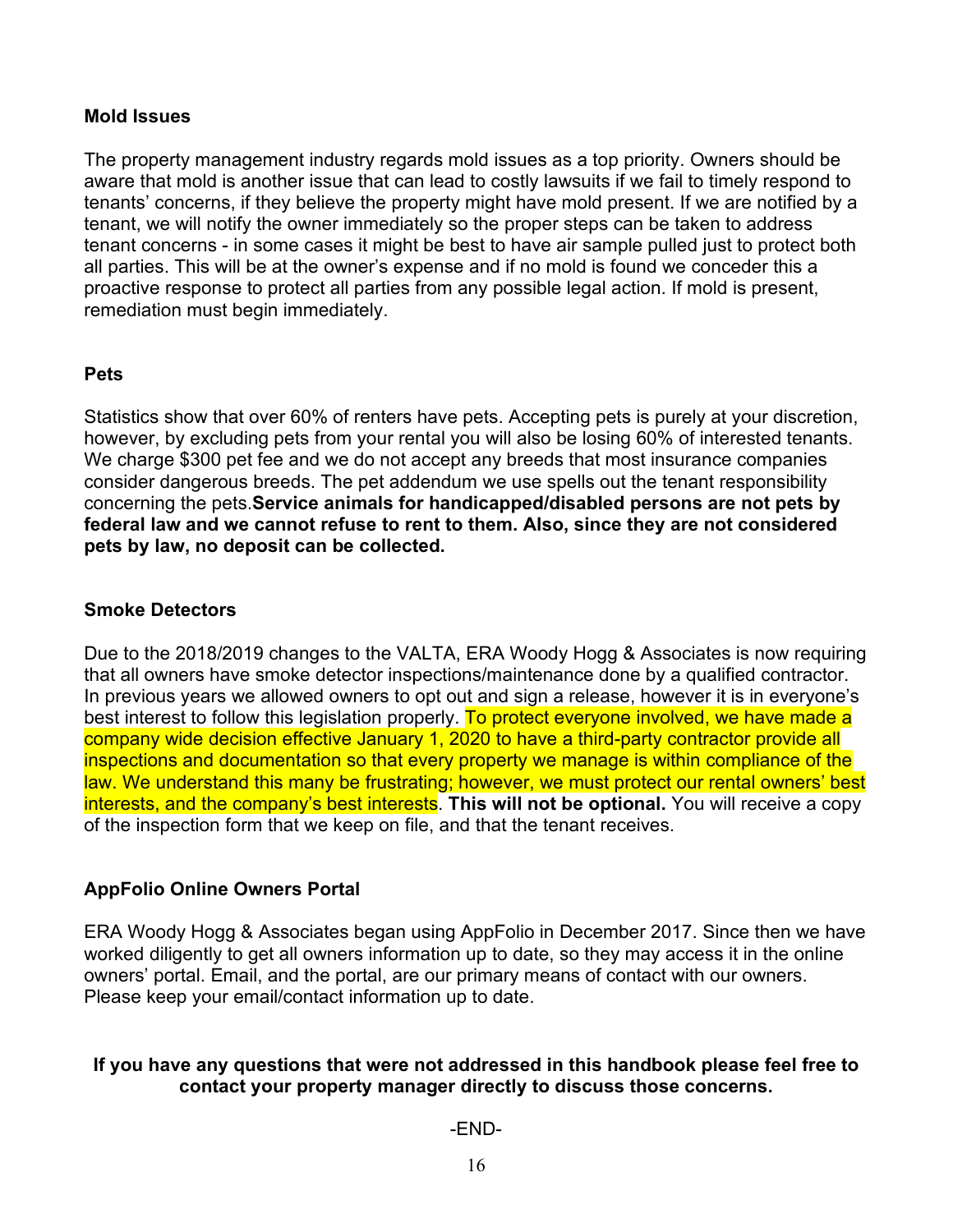### Mold Issues

The property management industry regards mold issues as a top priority. Owners should be aware that mold is another issue that can lead to costly lawsuits if we fail to timely respond to tenants' concerns, if they believe the property might have mold present. If we are notified by a tenant, we will notify the owner immediately so the proper steps can be taken to address tenant concerns - in some cases it might be best to have air sample pulled just to protect both all parties. This will be at the owner's expense and if no mold is found we conceder this a proactive response to protect all parties from any possible legal action. If mold is present, remediation must begin immediately.

### Pets

Statistics show that over 60% of renters have pets. Accepting pets is purely at your discretion, however, by excluding pets from your rental you will also be losing 60% of interested tenants. We charge $300 pet fee and we do not accept any breeds that most insurance companies consider dangerous breeds. The pet addendum we use spells out the tenant responsibility concerning the pets.**Service animals for handicapped/disabled persons are not pets by federal law and we cannot refuse to rent to them. Also, since they are not considered pets by law, no deposit can be collected.**

### Smoke Detectors

Due to the 2018/2019 changes to the VALTA, ERA Woody Hogg & Associates is now requiring that all owners have smoke detector inspections/maintenance done by a qualified contractor. In previous years we allowed owners to opt out and sign a release, however it is in everyone's best interest to follow this legislation properly. To protect everyone involved, we have made a company wide decision effective January 1, 2020 to have a third-party contractor provide all inspections and documentation so that every property we manage is within compliance of the law. We understand this many be frustrating; however, we must protect our rental owners' best interests, and the company's best interests. **This will not be optional.** You will receive a copy of the inspection form that we keep on file, and that the tenant receives.

### AppFolio Online Owners Portal

ERA Woody Hogg & Associates began using AppFolio in December 2017. Since then we have worked diligently to get all owners information up to date, so they may access it in the online owners' portal. Email, and the portal, are our primary means of contact with our owners. Please keep your email/contact information up to date.

**If you have any questions that were not addressed in this handbook please feel free to contact your property manager directly to discuss those concerns.**

-END-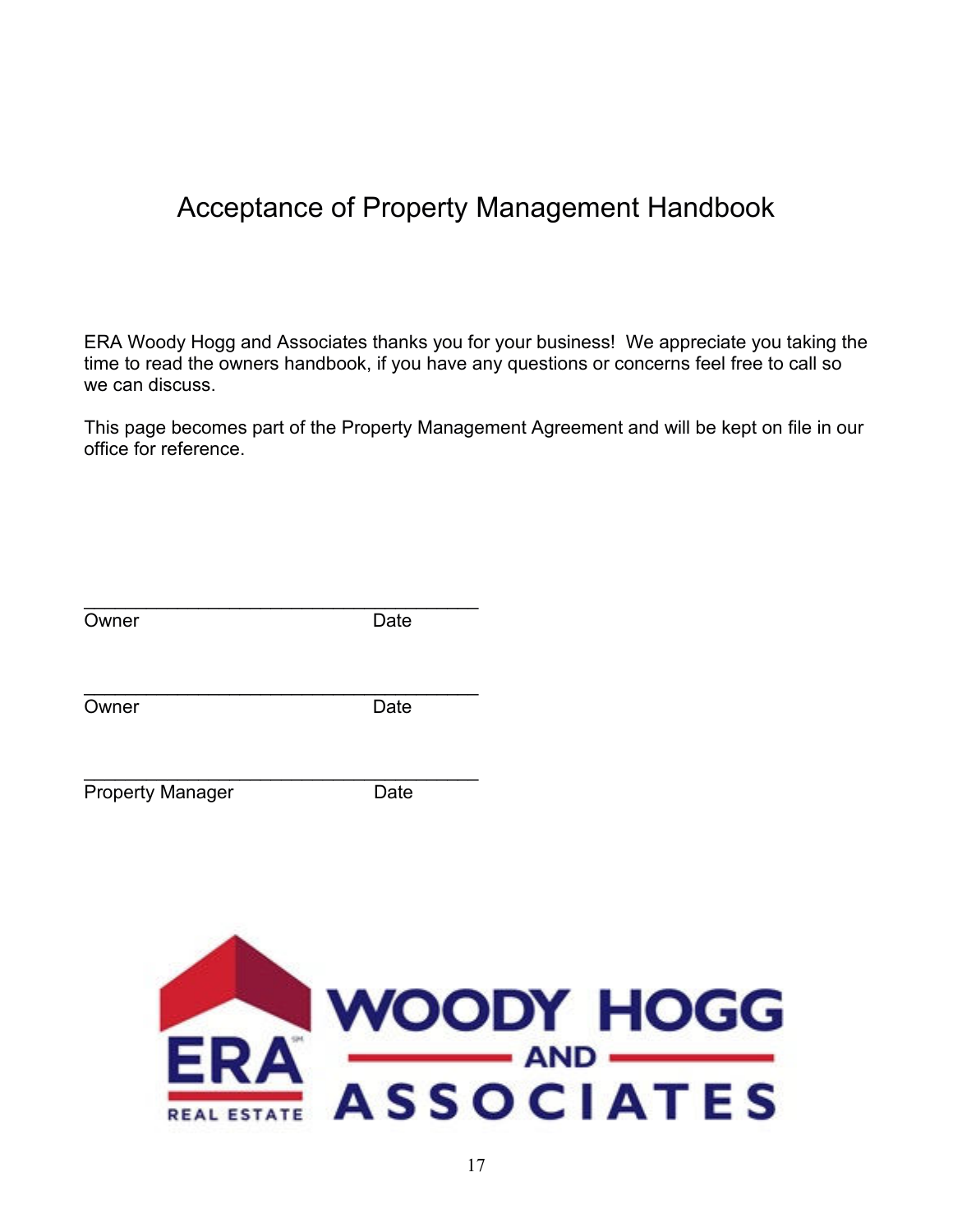# Acceptance of Property Management Handbook

ERA Woody Hogg and Associates thanks you for your business! We appreciate you taking the time to read the owners handbook, if you have any questions or concerns feel free to call so we can discuss.

This page becomes part of the Property Management Agreement and will be kept on file in our office for reference.

_______________________________________
Owner                                         Date

_______________________________________
Owner                                         Date

_______________________________________
Property Manager                              Date

ERA REAL ESTATE WOODY HOGG AND ASSOCIATES